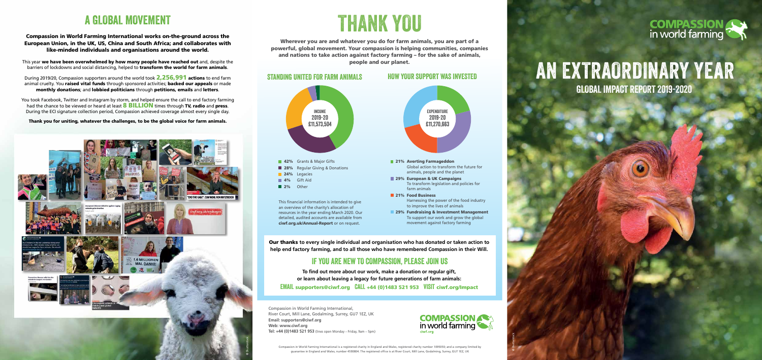# A GLOBAL MOVEMENT

**Compassion in World Farming International works on-the-ground across the European Union, in the UK, US, China and South Africa; and collaborates with like-minded individuals and organisations around the world.**

This year **we have been overwhelmed by how many people have reached out** and, despite the barriers of lockdowns and social distancing, helped to **transform the world for farm animals**.

During 2019/20, Compassion supporters around the world took **2,256,991 actions** to end farm animal cruelty. You **raised vital funds** through sponsored activities; **backed our appeals** or made **monthly donations**; and **lobbied politicians** through **petitions, emails** and **letters**.

You took Facebook, Twitter and Instagram by storm, and helped ensure the call to end factory farming had the chance to be viewed or heard at least **8 BILLION** times through **TV, radio** and **press**. During the ECI signature collection period, Compassion achieved coverage almost every single day.

**Thank you for uniting, whatever the challenges, to be the global voice for farm animals.**

# THANK YOU

**Wherever you are and whatever you do for farm animals, you are part of a powerful, global movement. Your compassion is helping communities, companies and nations to take action against factory farming – for the sake of animals, people and our planet.**

## STANDING UNITED FOR FARM ANIMALS

**INCOME 2019-20 £11,573,504**

- **42%** Grants & Major Gifts
- **28%** Regular Giving & Donations
- **24%** Legacies
- **4%** Gift Aid
- **2%** Other

This financial information is intended to give an overview of the charity's allocation of resources in the year ending March 2020. Our detailed, audited accounts are available from **ciwf.org.uk/Annual-Report** or on request.

## HOW YOUR SUPPORT WAS INVESTED

**EXPENDITURE 2019-20 £11,270,663**

- **21% Averting Farmageddon**
  Global action to transform the future for animals, people and the planet
- **29% European & UK Campaigns**
  To transform legislation and policies for farm animals
- **21% Food Business**
  Harnessing the power of the food industry to improve the lives of animals
- **29% Fundraising & Investment Management**
  To support our work and grow the global movement against factory farming

**Our thanks** to every single individual and organisation who has donated or taken action to help end factory farming, and to all those who have remembered Compassion in their Will.

## IF YOU ARE NEW TO COMPASSION, PLEASE JOIN US

**To find out more about our work, make a donation or regular gift, or learn about leaving a legacy for future generations of farm animals:**

EMAIL **supporters@ciwf.org** CALL **+44 (0)1483 521 953** VISIT **ciwf.org/Impact**

Compassion in World Farming International,
River Court, Mill Lane, Godalming, Surrey, GU7 1EZ, UK
**Email:** supporters@ciwf.org
**Web:** www.ciwf.org
**Tel:** +44 (0)1483 521 953 (lines open Monday – Friday, 9am – 5pm)

Compassion in World Farming International is a registered charity in England and Wales, registered charity number 1095050; and a company limited by guarantee in England and Wales, number 4590804. The registered office is at River Court, Mill Lane, Godalming, Surrey, GU7 1EZ, UK

COMPASSION in world farming

# AN EXTRAORDINARY YEAR

## GLOBAL IMPACT REPORT 2019-2020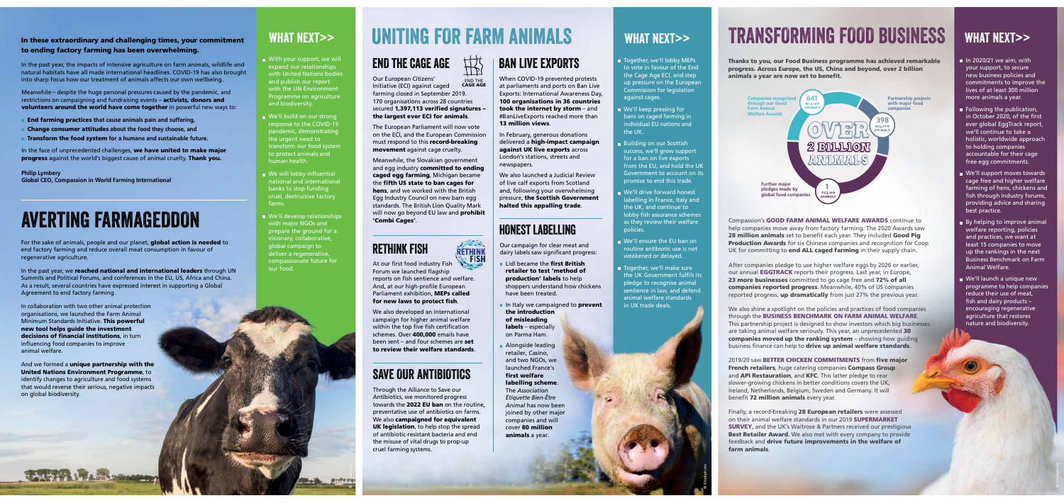**In these extraordinary and challenging times, your commitment to ending factory farming has been overwhelming.**

In the past year, the impacts of intensive agriculture on farm animals, wildlife and natural habitats have all made international headlines. COVID-19 has also brought into sharp focus how our treatment of animals affects our own wellbeing.

Meanwhile – despite the huge personal pressures caused by the pandemic, and restrictions on campaigning and fundraising events – **activists, donors and volunteers around the world have come together** in powerful new ways to:

- **End farming practices** that cause animals pain and suffering,
- **Change consumer attitudes** about the food they choose, and
- **Transform the food system** for a humane and sustainable future.

In the face of unprecedented challenges, **we have united to make major progress** against the world's biggest cause of animal cruelty. **Thank you.**

**Philip Lymbery**
**Global CEO, Compassion in World Farming International**

# AVERTING FARMAGEDDON

For the sake of animals, people and our planet, **global action is needed** to end factory farming and reduce overall meat consumption in favour of regenerative agriculture.

In the past year, we **reached national and international leaders** through UN Summits and Political Forums, and conferences in the EU, US, Africa and China. As a result, several countries have expressed interest in supporting a Global Agreement to end factory farming.

In collaboration with two other animal protection organisations, we launched the Farm Animal Minimum Standards Initiative. **This powerful new tool helps guide the investment decisions of financial institutions**, in turn influencing food companies to improve animal welfare.

And we formed a **unique partnership with the United Nations Environment Programme**, to identify changes to agriculture and food systems that would reverse their serious, negative impacts on global biodiversity.

## WHAT NEXT>>

- With your support, we will expand our relationships with United Nations bodies and publish our report with the UN Environment Programme on agriculture and biodiversity.
- We'll build on our strong response to the COVID-19 pandemic, demonstrating the urgent need to transform our food system to protect animals and human health.
- We will lobby influential national and international banks to stop funding cruel, destructive factory farms.
- We'll develop relationships with major NGOs and prepare the ground for a visionary, collaborative, global campaign to deliver a regenerative, compassionate future for our food.

# UNITING FOR FARM ANIMALS

## END THE CAGE AGE

Our European Citizens' Initiative (ECI) against caged farming closed in September 2019. 170 organisations across 28 countries secured **1,397,113 verified signatures – the largest ever ECI for animals**.

The European Parliament will now vote on the ECI, and the European Commission must respond to this **record-breaking movement** against cage cruelty.

Meanwhile, the Slovakian government and egg industry **committed to ending caged egg farming**, Michigan became the **fifth US state to ban cages for hens**, and we worked with the British Egg Industry Council on new barn egg standards. The British Lion Quality Mark will now go beyond EU law and **prohibit 'Combi Cages'**.

## RETHINK FISH

At our first food industry Fish Forum we launched flagship reports on fish sentience and welfare. And, at our high-profile European Parliament exhibition, **MEPs called for new laws to protect fish**.

We also developed an international campaign for higher animal welfare within the top five fish certification schemes. Over **400,000** emails have been sent – and four schemes are **set to review their welfare standards**.

## SAVE OUR ANTIBIOTICS

Through the Alliance to Save our Antibiotics, we monitored progress towards the **2022 EU ban** on the routine, preventative use of antibiotics on farms. We also **campaigned for equivalent UK legislation**, to help stop the spread of antibiotic-resistant bacteria and end the misuse of vital drugs to prop-up cruel farming systems.

## BAN LIVE EXPORTS

When COVID-19 prevented protests at parliaments and ports on Ban Live Exports: International Awareness Day, **100 organisations in 36 countries took the internet by storm** – and #BanLiveExports reached more than **13 million views**.

In February, generous donations delivered a **high-impact campaign against UK live exports** across London's stations, streets and newspapers.

We also launched a Judicial Review of live calf exports from Scotland and, following your overwhelming pressure, **the Scottish Government halted this appalling trade**.

## HONEST LABELLING

Our campaign for clear meat and dairy labels saw significant progress:

- Lidl became the **first British retailer to test 'method of production' labels** to help shoppers understand how chickens have been treated.
- In Italy we campaigned to **prevent the introduction of misleading labels** – especially on Parma Ham.
- Alongside leading retailer, Casino, and two NGOs, we launched France's **first welfare labelling scheme**. The *Association Etiquette Bien-Être Animal* has now been joined by other major companies and will cover **80 million animals** a year.

## WHAT NEXT>>

- Together, we'll lobby MEPs to vote in favour of the End the Cage Age ECI, and step up pressure on the European Commission for legislation against cages.
- We'll keep pressing for bans on caged farming in individual EU nations and the UK.
- Building on our Scottish success, we'll grow support for a ban on live exports from the EU, and hold the UK Government to account on its promise to end this trade.
- We'll drive forward honest labelling in France, Italy and the UK, and continue to lobby fish assurance schemes as they review their welfare policies.
- We'll ensure the EU ban on routine antibiotic use is not weakened or delayed.
- Together, we'll make sure the UK Government fulfils its pledge to recognise animal sentience in law, and defend animal welfare standards in UK trade deals.

# TRANSFORMING FOOD BUSINESS

**Thanks to you, our Food Business programme has achieved remarkable progress. Across Europe, the US, China and beyond, over 2 billion animals a year are now set to benefit.**

Companies recognised through our Good Farm Animal Welfare Awards
641 MILLION ANIMALS
Partnership projects with major food companies
398 MILLION ANIMALS
OVER 2 BILLION ANIMALS
Further major pledges made by global food companies
1 BILLION ANIMALS

Compassion's **GOOD FARM ANIMAL WELFARE AWARDS** continue to help companies move away from factory farming. The 2020 Awards saw **28 million animals** set to benefit each year. They included **Good Pig Production Awards** for six Chinese companies and recognition for Coop UK for committing to **end ALL caged farming** in their supply chain.

After companies pledge to use higher welfare eggs by 2026 or earlier, our annual **EGGTRACK** reports their progress. Last year, in Europe, **23 more businesses** committed to go cage free and **72% of all companies reported progress**. Meanwhile, 40% of US companies reported progress, **up dramatically** from just 27% the previous year.

We also shine a spotlight on the policies and practices of food companies through the **BUSINESS BENCHMARK ON FARM ANIMAL WELFARE**. This partnership project is designed to show investors which big businesses are taking animal welfare seriously. This year, an unprecedented **30 companies moved up the ranking system** – showing how guiding business finance can help to **drive up animal welfare standards**.

2019/20 saw **BETTER CHICKEN COMMITMENTS** from **five major French retailers**, huge catering companies **Compass Group** and **API Restauration**, and **KFC**. This latter pledge to rear slower-growing chickens in better conditions covers the UK, Ireland, Netherlands, Belgium, Sweden and Germany. It will benefit **72 million animals** every year.

Finally, a record-breaking **28 European retailers** were assessed on their animal welfare standards in our 2019 **SUPERMARKET SURVEY**, and the UK's Waitrose & Partners received our prestigious **Best Retailer Award**. We also met with every company to provide feedback and **drive future improvements in the welfare of farm animals**.

## WHAT NEXT>>

- In 2020/21 we aim, with your support, to secure new business policies and commitments to improve the lives of at least 300 million more animals a year.
- Following the publication, in October 2020, of the first ever global EggTrack report, we'll continue to take a holistic, worldwide approach to holding companies accountable for their cage free egg commitments.
- We'll support moves towards cage free and higher welfare farming of hens, chickens and fish through industry forums, providing advice and sharing best practice.
- By helping to improve animal welfare reporting, policies and practices, we want at least 15 companies to move up the rankings in the next Business Benchmark on Farm Animal Welfare.
- We'll launch a unique new programme to help companies reduce their use of meat, fish and dairy products – encouraging regenerative agriculture that restores nature and biodiversity.